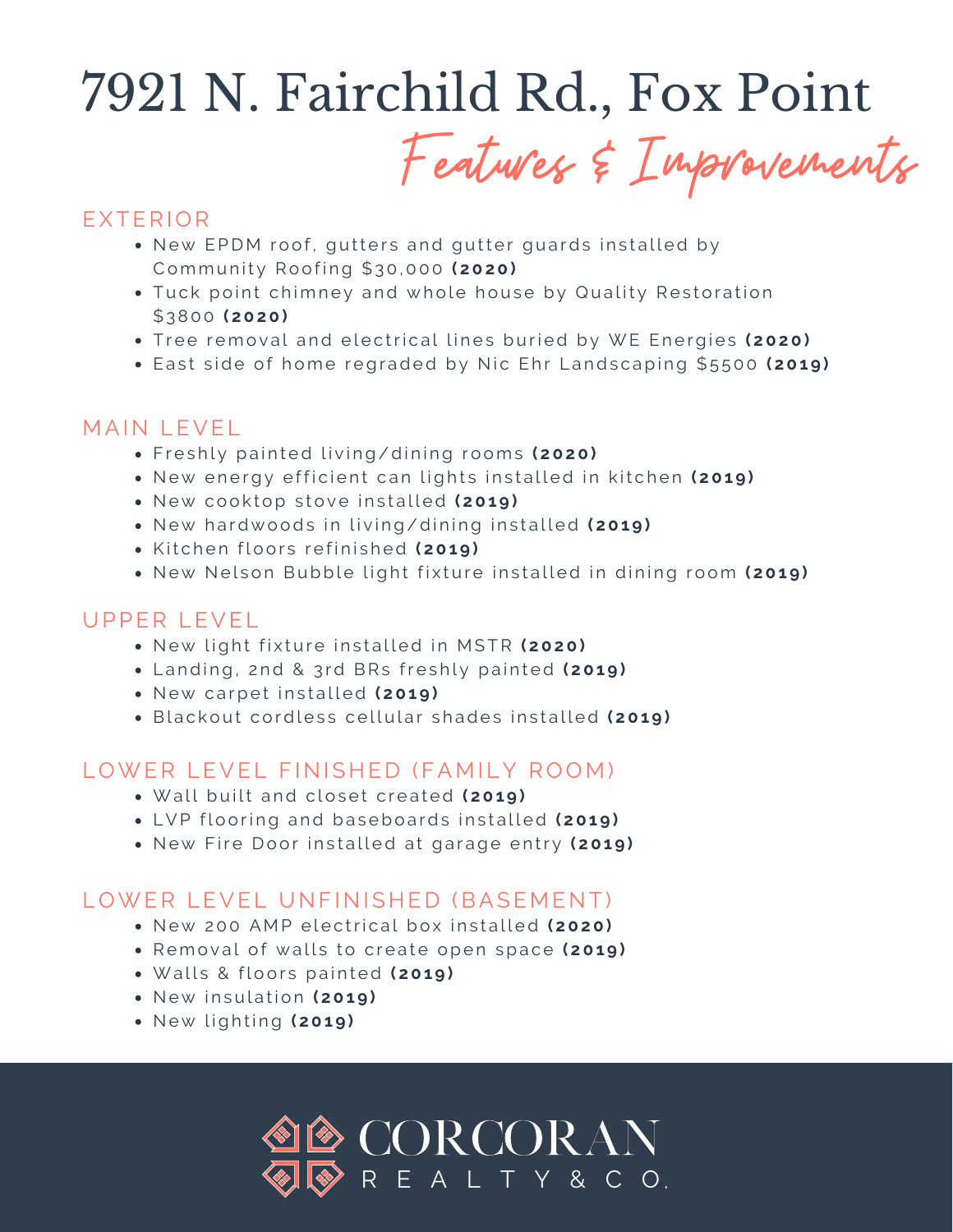# 7921 N. Fairchild Rd., Fox Point

## Features & Improvements

### EXTERIOR

- New EPDM roof, gutters and gutter guards installed by Community Roofing $30,000 **(2020)**
- Tuck point chimney and whole house by Quality Restoration $3800 **(2020)**
- Tree removal and electrical lines buried by WE Energies **(2020)**
- East side of home regraded by Nic Ehr Landscaping $5500 **(2019)**

### MAIN LEVEL

- Freshly painted living/dining rooms **(2020)**
- New energy efficient can lights installed in kitchen **(2019)**
- New cooktop stove installed **(2019)**
- New hardwoods in living/dining installed **(2019)**
- Kitchen floors refinished **(2019)**
- New Nelson Bubble light fixture installed in dining room **(2019)**

### UPPER LEVEL

- New light fixture installed in MSTR **(2020)**
- Landing, 2nd & 3rd BRs freshly painted **(2019)**
- New carpet installed **(2019)**
- Blackout cordless cellular shades installed **(2019)**

### LOWER LEVEL FINISHED (FAMILY ROOM)

- Wall built and closet created **(2019)**
- LVP flooring and baseboards installed **(2019)**
- New Fire Door installed at garage entry **(2019)**

### LOWER LEVEL UNFINISHED (BASEMENT)

- New 200 AMP electrical box installed **(2020)**
- Removal of walls to create open space **(2019)**
- Walls & floors painted **(2019)**
- New insulation **(2019)**
- New lighting **(2019)**

CORCORAN REALTY & CO.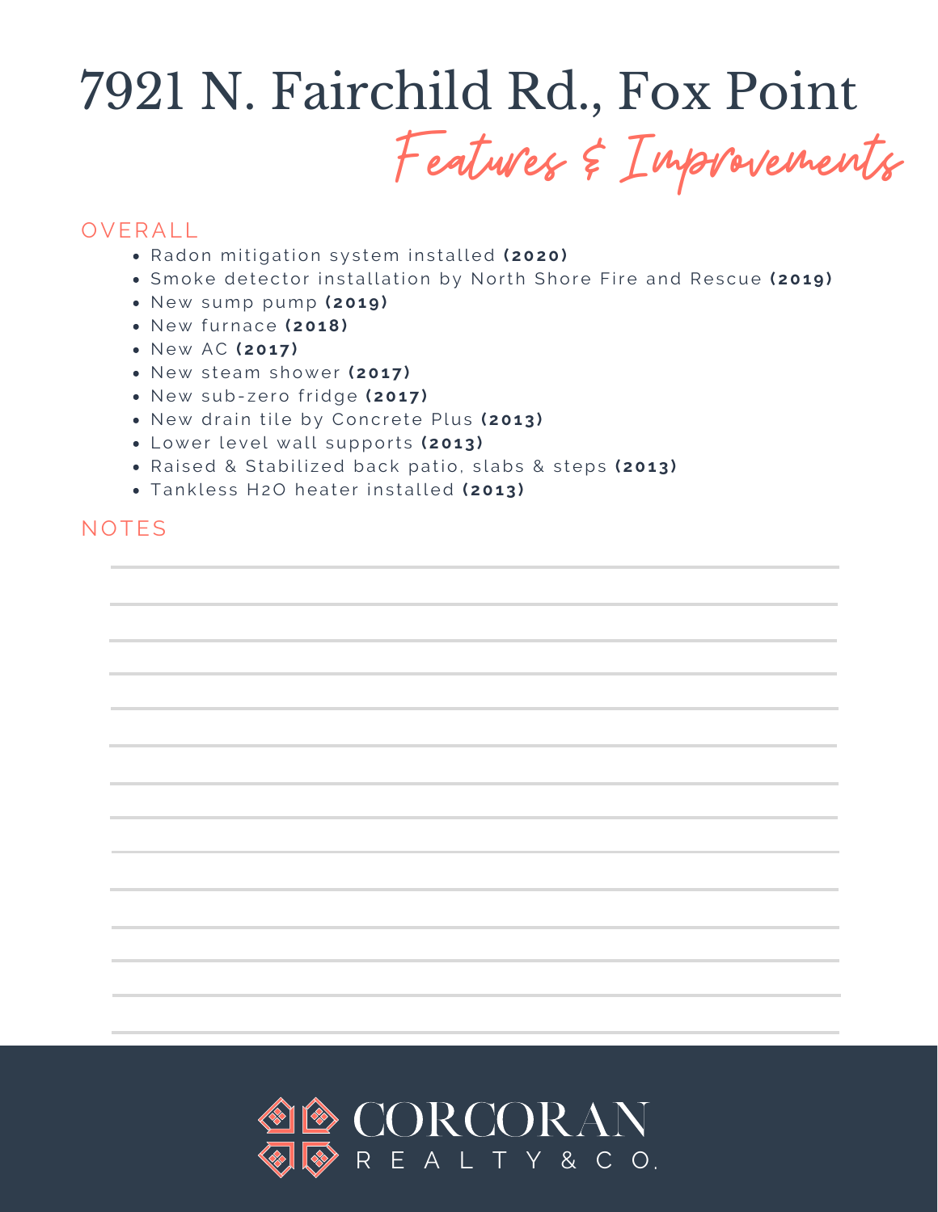# 7921 N. Fairchild Rd., Fox Point

## Features & Improvements

### OVERALL

- Radon mitigation system installed **(2020)**
- Smoke detector installation by North Shore Fire and Rescue **(2019)**
- New sump pump **(2019)**
- New furnace **(2018)**
- New AC **(2017)**
- New steam shower **(2017)**
- New sub-zero fridge **(2017)**
- New drain tile by Concrete Plus **(2013)**
- Lower level wall supports **(2013)**
- Raised & Stabilized back patio, slabs & steps **(2013)**
- Tankless H2O heater installed **(2013)**

### NOTES

CORCORAN REALTY & CO.